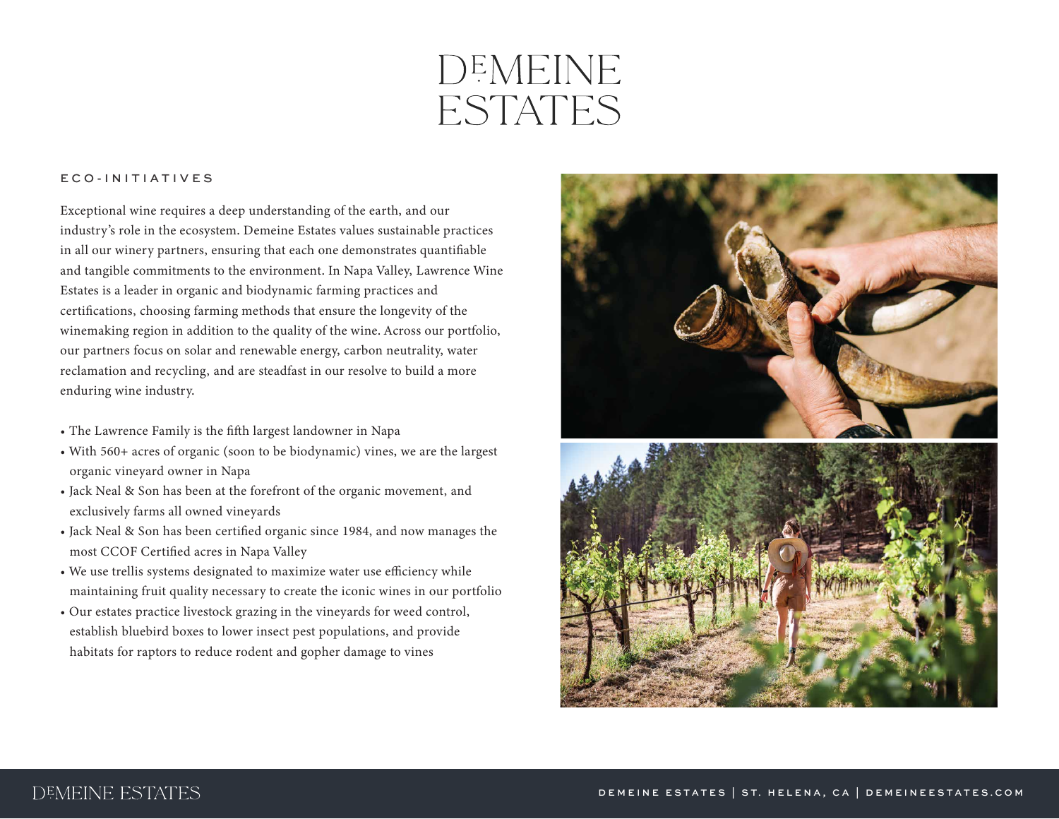# DEMEINE ESTATES

## ECO-INITIATIVES

Exceptional wine requires a deep understanding of the earth, and our industry's role in the ecosystem. Demeine Estates values sustainable practices in all our winery partners, ensuring that each one demonstrates quantifiable and tangible commitments to the environment. In Napa Valley, Lawrence Wine Estates is a leader in organic and biodynamic farming practices and certifications, choosing farming methods that ensure the longevity of the winemaking region in addition to the quality of the wine. Across our portfolio, our partners focus on solar and renewable energy, carbon neutrality, water reclamation and recycling, and are steadfast in our resolve to build a more enduring wine industry.

- The Lawrence Family is the fifth largest landowner in Napa
- With 560+ acres of organic (soon to be biodynamic) vines, we are the largest organic vineyard owner in Napa
- Jack Neal & Son has been at the forefront of the organic movement, and exclusively farms all owned vineyards
- Jack Neal & Son has been certified organic since 1984, and now manages the most CCOF Certified acres in Napa Valley
- We use trellis systems designated to maximize water use efficiency while maintaining fruit quality necessary to create the iconic wines in our portfolio
- Our estates practice livestock grazing in the vineyards for weed control, establish bluebird boxes to lower insect pest populations, and provide habitats for raptors to reduce rodent and gopher damage to vines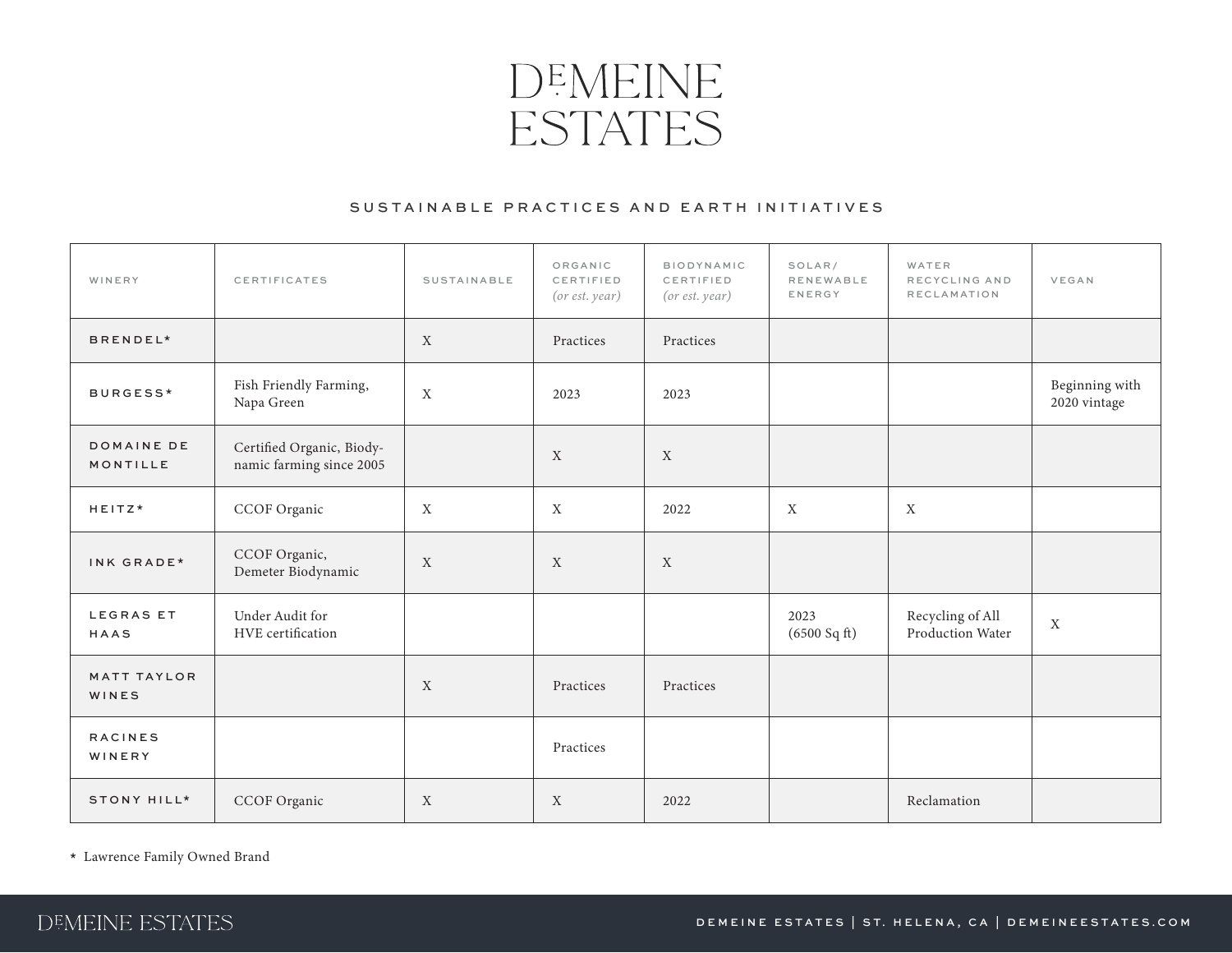# DEMEINE ESTATES

## SUSTAINABLE PRACTICES AND EARTH INITIATIVES

| WINERY | CERTIFICATES | SUSTAINABLE | ORGANIC CERTIFIED *(or est. year)* | BIODYNAMIC CERTIFIED *(or est. year)* | SOLAR/ RENEWABLE ENERGY | WATER RECYCLING AND RECLAMATION | VEGAN |
|---|---|---|---|---|---|---|---|
| BRENDEL* | | X | Practices | Practices | | | |
| BURGESS* | Fish Friendly Farming, Napa Green | X | 2023 | 2023 | | | Beginning with 2020 vintage |
| DOMAINE DE MONTILLE | Certified Organic, Biodynamic farming since 2005 | | X | X | | | |
| HEITZ* | CCOF Organic | X | X | 2022 | X | X | |
| INK GRADE* | CCOF Organic, Demeter Biodynamic | X | X | X | | | |
| LEGRAS ET HAAS | Under Audit for HVE certification | | | | 2023 (6500 Sq ft) | Recycling of All Production Water | X |
| MATT TAYLOR WINES | | X | Practices | Practices | | | |
| RACINES WINERY | | | Practices | | | | |
| STONY HILL* | CCOF Organic | X | X | 2022 | | Reclamation | |

\* Lawrence Family Owned Brand